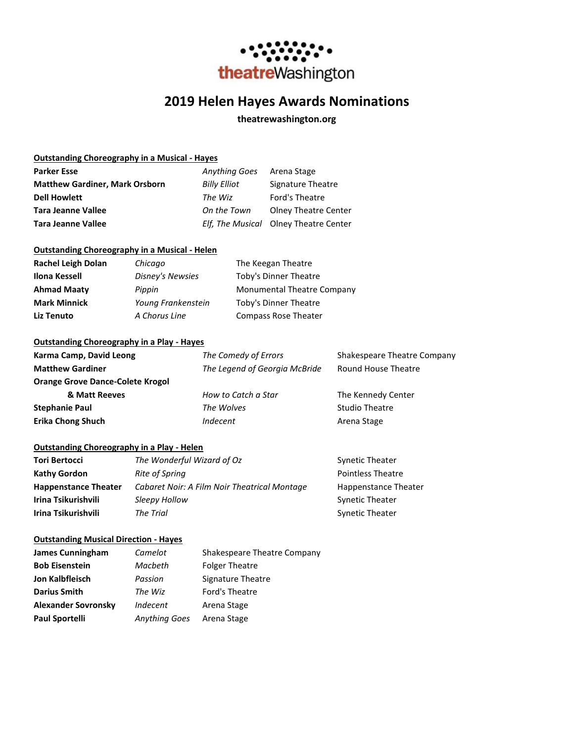theatreWashington

# 2019 Helen Hayes Awards Nominations

**theatrewashington.org**

## Outstanding Choreography in a Musical - Hayes

| | | |
|---|---|---|
| **Parker Esse** | *Anything Goes* | Arena Stage |
| **Matthew Gardiner, Mark Orsborn** | *Billy Elliot* | Signature Theatre |
| **Dell Howlett** | *The Wiz* | Ford's Theatre |
| **Tara Jeanne Vallee** | *On the Town* | Olney Theatre Center |
| **Tara Jeanne Vallee** | *Elf, The Musical* | Olney Theatre Center |

## Outstanding Choreography in a Musical - Helen

| | | |
|---|---|---|
| **Rachel Leigh Dolan** | *Chicago* | The Keegan Theatre |
| **Ilona Kessell** | *Disney's Newsies* | Toby's Dinner Theatre |
| **Ahmad Maaty** | *Pippin* | Monumental Theatre Company |
| **Mark Minnick** | *Young Frankenstein* | Toby's Dinner Theatre |
| **Liz Tenuto** | *A Chorus Line* | Compass Rose Theater |

## Outstanding Choreography in a Play - Hayes

| | | |
|---|---|---|
| **Karma Camp, David Leong** | *The Comedy of Errors* | Shakespeare Theatre Company |
| **Matthew Gardiner** | *The Legend of Georgia McBride* | Round House Theatre |
| **Orange Grove Dance-Colete Krogol & Matt Reeves** | *How to Catch a Star* | The Kennedy Center |
| **Stephanie Paul** | *The Wolves* | Studio Theatre |
| **Erika Chong Shuch** | *Indecent* | Arena Stage |

## Outstanding Choreography in a Play - Helen

| | | |
|---|---|---|
| **Tori Bertocci** | *The Wonderful Wizard of Oz* | Synetic Theater |
| **Kathy Gordon** | *Rite of Spring* | Pointless Theatre |
| **Happenstance Theater** | *Cabaret Noir: A Film Noir Theatrical Montage* | Happenstance Theater |
| **Irina Tsikurishvili** | *Sleepy Hollow* | Synetic Theater |
| **Irina Tsikurishvili** | *The Trial* | Synetic Theater |

## Outstanding Musical Direction - Hayes

| | | |
|---|---|---|
| **James Cunningham** | *Camelot* | Shakespeare Theatre Company |
| **Bob Eisenstein** | *Macbeth* | Folger Theatre |
| **Jon Kalbfleisch** | *Passion* | Signature Theatre |
| **Darius Smith** | *The Wiz* | Ford's Theatre |
| **Alexander Sovronsky** | *Indecent* | Arena Stage |
| **Paul Sportelli** | *Anything Goes* | Arena Stage |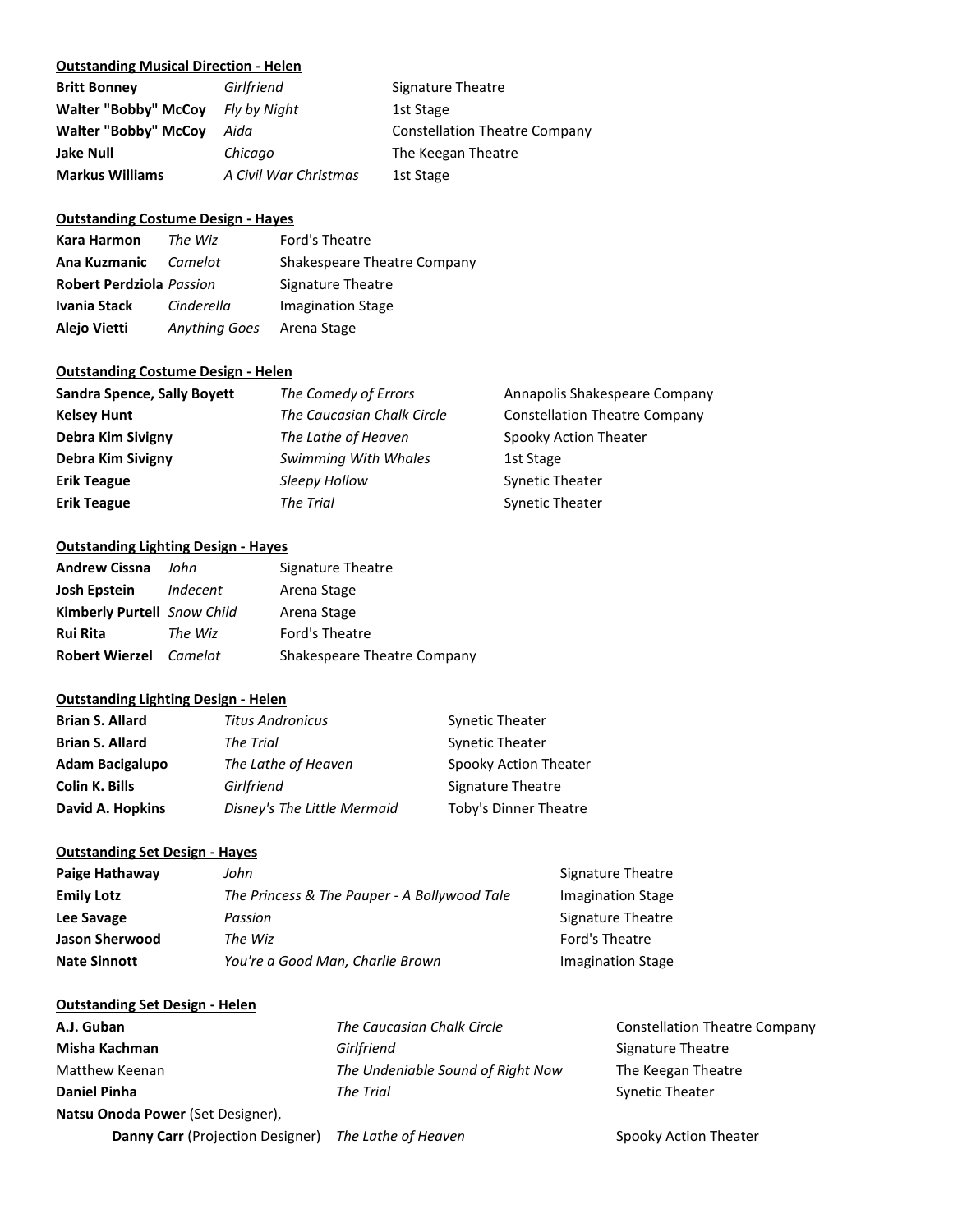**Outstanding Musical Direction - Helen**

| | | |
|---|---|---|
| **Britt Bonney** | *Girlfriend* | Signature Theatre |
| **Walter "Bobby" McCoy** | *Fly by Night* | 1st Stage |
| **Walter "Bobby" McCoy** | *Aida* | Constellation Theatre Company |
| **Jake Null** | *Chicago* | The Keegan Theatre |
| **Markus Williams** | *A Civil War Christmas* | 1st Stage |

**Outstanding Costume Design - Hayes**

| | | |
|---|---|---|
| **Kara Harmon** | *The Wiz* | Ford's Theatre |
| **Ana Kuzmanic** | *Camelot* | Shakespeare Theatre Company |
| **Robert Perdziola** | *Passion* | Signature Theatre |
| **Ivania Stack** | *Cinderella* | Imagination Stage |
| **Alejo Vietti** | *Anything Goes* | Arena Stage |

**Outstanding Costume Design - Helen**

| | | |
|---|---|---|
| **Sandra Spence, Sally Boyett** | *The Comedy of Errors* | Annapolis Shakespeare Company |
| **Kelsey Hunt** | *The Caucasian Chalk Circle* | Constellation Theatre Company |
| **Debra Kim Sivigny** | *The Lathe of Heaven* | Spooky Action Theater |
| **Debra Kim Sivigny** | *Swimming With Whales* | 1st Stage |
| **Erik Teague** | *Sleepy Hollow* | Synetic Theater |
| **Erik Teague** | *The Trial* | Synetic Theater |

**Outstanding Lighting Design - Hayes**

| | | |
|---|---|---|
| **Andrew Cissna** | *John* | Signature Theatre |
| **Josh Epstein** | *Indecent* | Arena Stage |
| **Kimberly Purtell** | *Snow Child* | Arena Stage |
| **Rui Rita** | *The Wiz* | Ford's Theatre |
| **Robert Wierzel** | *Camelot* | Shakespeare Theatre Company |

**Outstanding Lighting Design - Helen**

| | | |
|---|---|---|
| **Brian S. Allard** | *Titus Andronicus* | Synetic Theater |
| **Brian S. Allard** | *The Trial* | Synetic Theater |
| **Adam Bacigalupo** | *The Lathe of Heaven* | Spooky Action Theater |
| **Colin K. Bills** | *Girlfriend* | Signature Theatre |
| **David A. Hopkins** | *Disney's The Little Mermaid* | Toby's Dinner Theatre |

**Outstanding Set Design - Hayes**

| | | |
|---|---|---|
| **Paige Hathaway** | *John* | Signature Theatre |
| **Emily Lotz** | *The Princess & The Pauper - A Bollywood Tale* | Imagination Stage |
| **Lee Savage** | *Passion* | Signature Theatre |
| **Jason Sherwood** | *The Wiz* | Ford's Theatre |
| **Nate Sinnott** | *You're a Good Man, Charlie Brown* | Imagination Stage |

**Outstanding Set Design - Helen**

| | | |
|---|---|---|
| **A.J. Guban** | *The Caucasian Chalk Circle* | Constellation Theatre Company |
| **Misha Kachman** | *Girlfriend* | Signature Theatre |
| Matthew Keenan | *The Undeniable Sound of Right Now* | The Keegan Theatre |
| **Daniel Pinha** | *The Trial* | Synetic Theater |
| **Natsu Onoda Power** (Set Designer), **Danny Carr** (Projection Designer) | *The Lathe of Heaven* | Spooky Action Theater |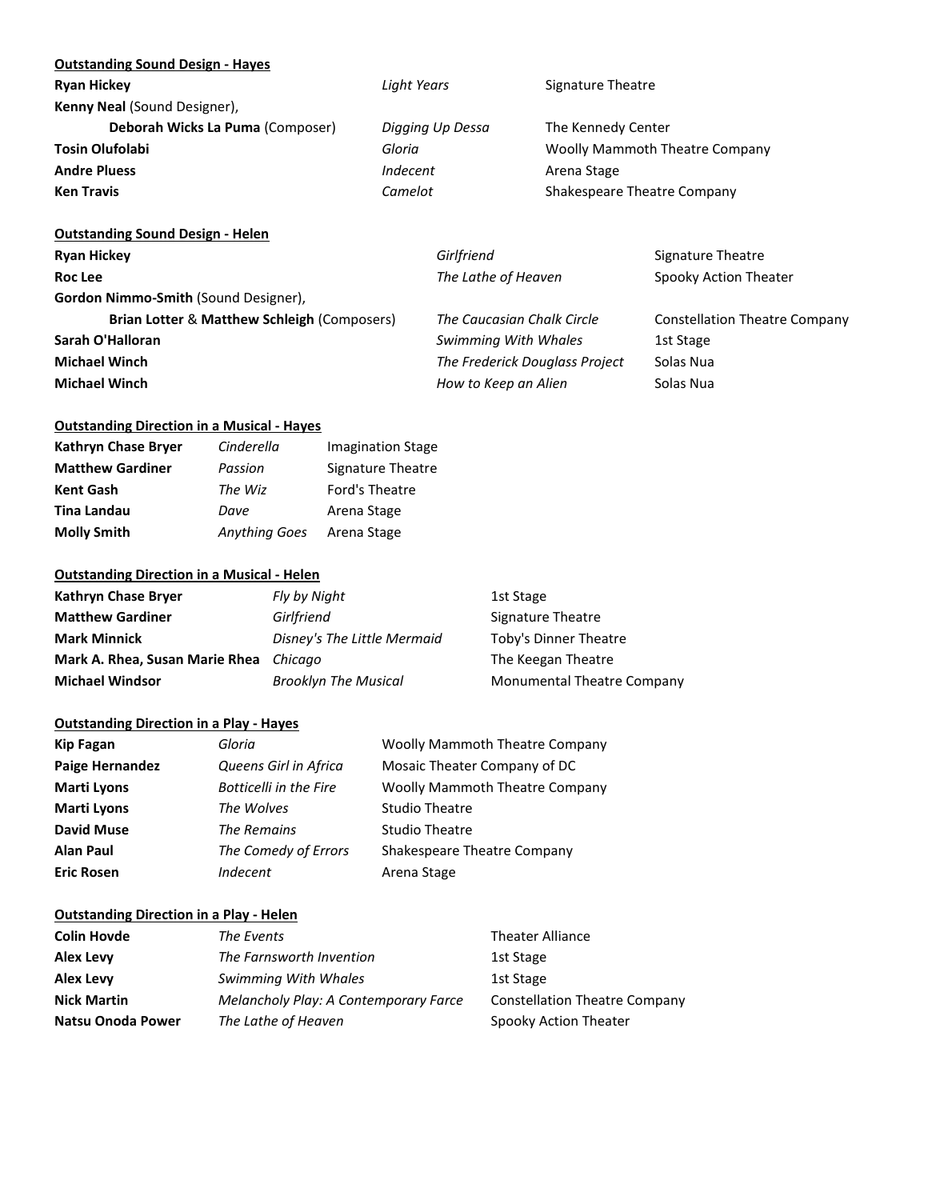**Outstanding Sound Design - Hayes**

| | | |
|---|---|---|
| **Ryan Hickey** | *Light Years* | Signature Theatre |
| **Kenny Neal** (Sound Designer), **Deborah Wicks La Puma** (Composer) | *Digging Up Dessa* | The Kennedy Center |
| **Tosin Olufolabi** | *Gloria* | Woolly Mammoth Theatre Company |
| **Andre Pluess** | *Indecent* | Arena Stage |
| **Ken Travis** | *Camelot* | Shakespeare Theatre Company |

**Outstanding Sound Design - Helen**

| | | |
|---|---|---|
| **Ryan Hickey** | *Girlfriend* | Signature Theatre |
| **Roc Lee** | *The Lathe of Heaven* | Spooky Action Theater |
| **Gordon Nimmo-Smith** (Sound Designer), **Brian Lotter** & **Matthew Schleigh** (Composers) | *The Caucasian Chalk Circle* | Constellation Theatre Company |
| **Sarah O'Halloran** | *Swimming With Whales* | 1st Stage |
| **Michael Winch** | *The Frederick Douglass Project* | Solas Nua |
| **Michael Winch** | *How to Keep an Alien* | Solas Nua |

**Outstanding Direction in a Musical - Hayes**

| | | |
|---|---|---|
| **Kathryn Chase Bryer** | *Cinderella* | Imagination Stage |
| **Matthew Gardiner** | *Passion* | Signature Theatre |
| **Kent Gash** | *The Wiz* | Ford's Theatre |
| **Tina Landau** | *Dave* | Arena Stage |
| **Molly Smith** | *Anything Goes* | Arena Stage |

**Outstanding Direction in a Musical - Helen**

| | | |
|---|---|---|
| **Kathryn Chase Bryer** | *Fly by Night* | 1st Stage |
| **Matthew Gardiner** | *Girlfriend* | Signature Theatre |
| **Mark Minnick** | *Disney's The Little Mermaid* | Toby's Dinner Theatre |
| **Mark A. Rhea, Susan Marie Rhea** | *Chicago* | The Keegan Theatre |
| **Michael Windsor** | *Brooklyn The Musical* | Monumental Theatre Company |

**Outstanding Direction in a Play - Hayes**

| | | |
|---|---|---|
| **Kip Fagan** | *Gloria* | Woolly Mammoth Theatre Company |
| **Paige Hernandez** | *Queens Girl in Africa* | Mosaic Theater Company of DC |
| **Marti Lyons** | *Botticelli in the Fire* | Woolly Mammoth Theatre Company |
| **Marti Lyons** | *The Wolves* | Studio Theatre |
| **David Muse** | *The Remains* | Studio Theatre |
| **Alan Paul** | *The Comedy of Errors* | Shakespeare Theatre Company |
| **Eric Rosen** | *Indecent* | Arena Stage |

**Outstanding Direction in a Play - Helen**

| | | |
|---|---|---|
| **Colin Hovde** | *The Events* | Theater Alliance |
| **Alex Levy** | *The Farnsworth Invention* | 1st Stage |
| **Alex Levy** | *Swimming With Whales* | 1st Stage |
| **Nick Martin** | *Melancholy Play: A Contemporary Farce* | Constellation Theatre Company |
| **Natsu Onoda Power** | *The Lathe of Heaven* | Spooky Action Theater |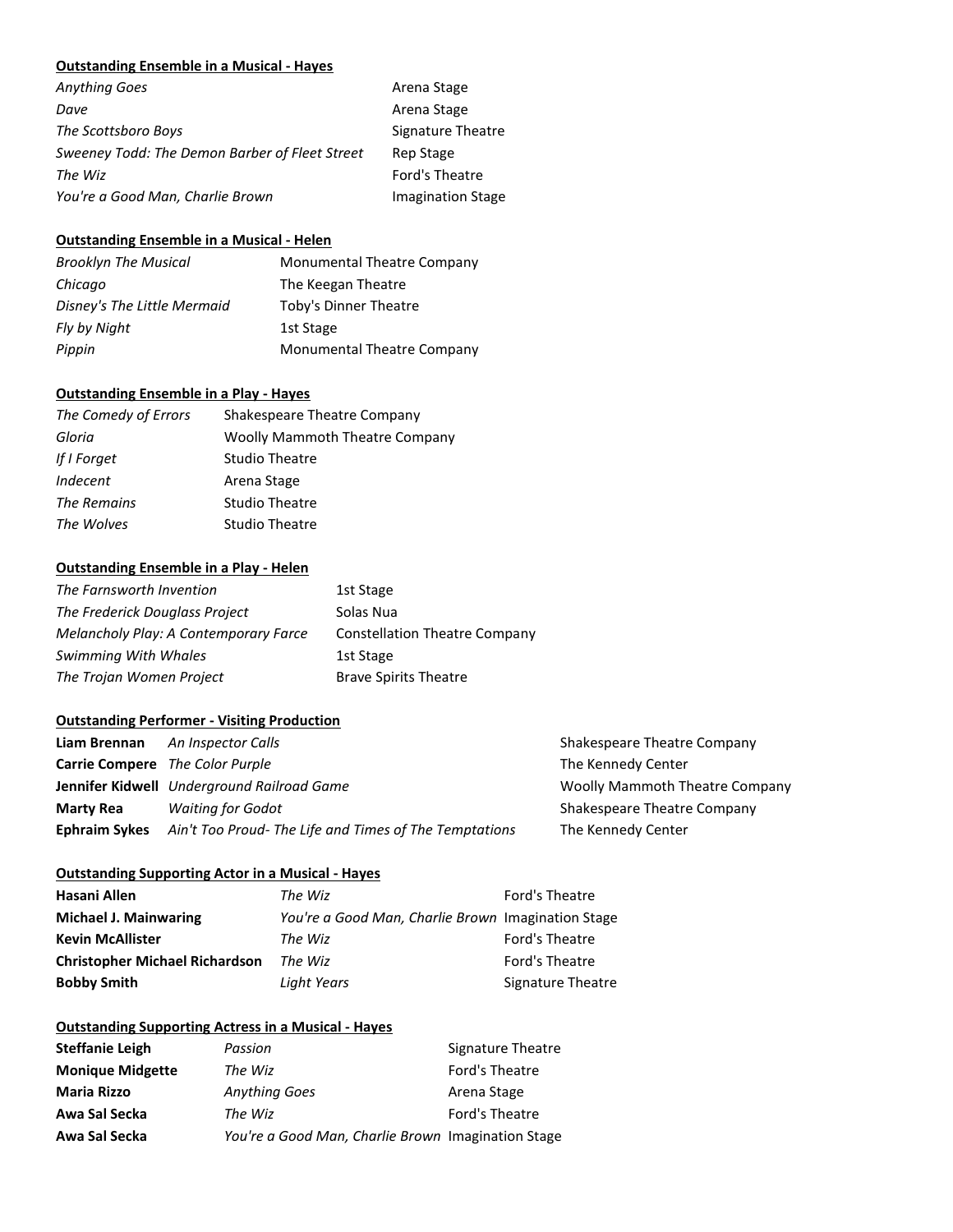**Outstanding Ensemble in a Musical - Hayes**

| | |
|---|---|
| *Anything Goes* | Arena Stage |
| *Dave* | Arena Stage |
| *The Scottsboro Boys* | Signature Theatre |
| *Sweeney Todd: The Demon Barber of Fleet Street* | Rep Stage |
| *The Wiz* | Ford's Theatre |
| *You're a Good Man, Charlie Brown* | Imagination Stage |

**Outstanding Ensemble in a Musical - Helen**

| | |
|---|---|
| *Brooklyn The Musical* | Monumental Theatre Company |
| *Chicago* | The Keegan Theatre |
| *Disney's The Little Mermaid* | Toby's Dinner Theatre |
| *Fly by Night* | 1st Stage |
| *Pippin* | Monumental Theatre Company |

**Outstanding Ensemble in a Play - Hayes**

| | |
|---|---|
| *The Comedy of Errors* | Shakespeare Theatre Company |
| *Gloria* | Woolly Mammoth Theatre Company |
| *If I Forget* | Studio Theatre |
| *Indecent* | Arena Stage |
| *The Remains* | Studio Theatre |
| *The Wolves* | Studio Theatre |

**Outstanding Ensemble in a Play - Helen**

| | |
|---|---|
| *The Farnsworth Invention* | 1st Stage |
| *The Frederick Douglass Project* | Solas Nua |
| *Melancholy Play: A Contemporary Farce* | Constellation Theatre Company |
| *Swimming With Whales* | 1st Stage |
| *The Trojan Women Project* | Brave Spirits Theatre |

**Outstanding Performer - Visiting Production**

| | | |
|---|---|---|
| **Liam Brennan** | *An Inspector Calls* | Shakespeare Theatre Company |
| **Carrie Compere** | *The Color Purple* | The Kennedy Center |
| **Jennifer Kidwell** | *Underground Railroad Game* | Woolly Mammoth Theatre Company |
| **Marty Rea** | *Waiting for Godot* | Shakespeare Theatre Company |
| **Ephraim Sykes** | *Ain't Too Proud- The Life and Times of The Temptations* | The Kennedy Center |

**Outstanding Supporting Actor in a Musical - Hayes**

| | | |
|---|---|---|
| **Hasani Allen** | *The Wiz* | Ford's Theatre |
| **Michael J. Mainwaring** | *You're a Good Man, Charlie Brown* | Imagination Stage |
| **Kevin McAllister** | *The Wiz* | Ford's Theatre |
| **Christopher Michael Richardson** | *The Wiz* | Ford's Theatre |
| **Bobby Smith** | *Light Years* | Signature Theatre |

**Outstanding Supporting Actress in a Musical - Hayes**

| | | |
|---|---|---|
| **Steffanie Leigh** | *Passion* | Signature Theatre |
| **Monique Midgette** | *The Wiz* | Ford's Theatre |
| **Maria Rizzo** | *Anything Goes* | Arena Stage |
| **Awa Sal Secka** | *The Wiz* | Ford's Theatre |
| **Awa Sal Secka** | *You're a Good Man, Charlie Brown* | Imagination Stage |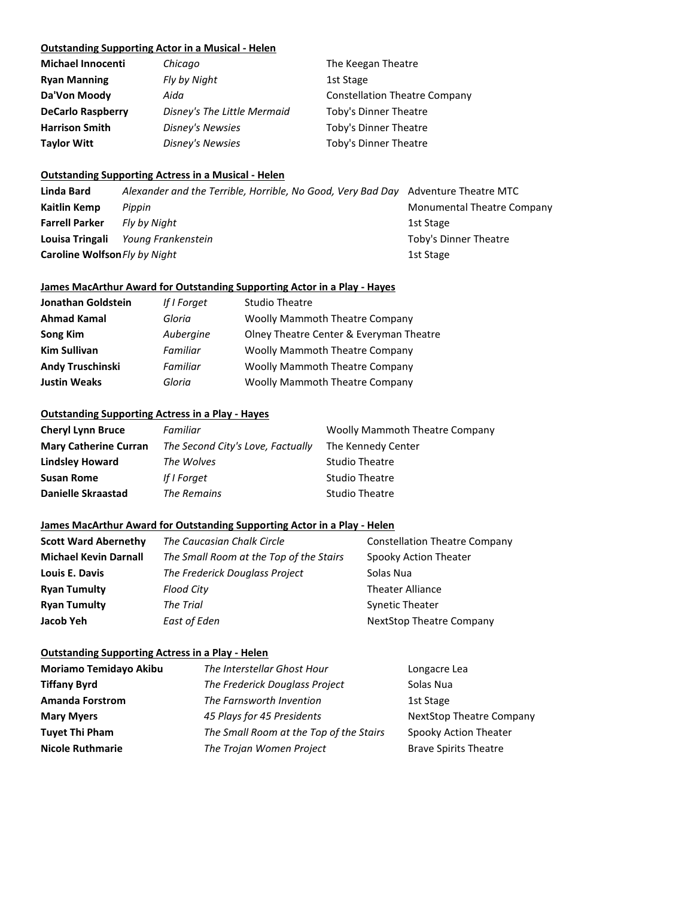**Outstanding Supporting Actor in a Musical - Helen**

| | | |
|---|---|---|
| **Michael Innocenti** | *Chicago* | The Keegan Theatre |
| **Ryan Manning** | *Fly by Night* | 1st Stage |
| **Da'Von Moody** | *Aida* | Constellation Theatre Company |
| **DeCarlo Raspberry** | *Disney's The Little Mermaid* | Toby's Dinner Theatre |
| **Harrison Smith** | *Disney's Newsies* | Toby's Dinner Theatre |
| **Taylor Witt** | *Disney's Newsies* | Toby's Dinner Theatre |

**Outstanding Supporting Actress in a Musical - Helen**

| | | |
|---|---|---|
| **Linda Bard** | *Alexander and the Terrible, Horrible, No Good, Very Bad Day* | Adventure Theatre MTC |
| **Kaitlin Kemp** | *Pippin* | Monumental Theatre Company |
| **Farrell Parker** | *Fly by Night* | 1st Stage |
| **Louisa Tringali** | *Young Frankenstein* | Toby's Dinner Theatre |
| **Caroline Wolfson** | *Fly by Night* | 1st Stage |

**James MacArthur Award for Outstanding Supporting Actor in a Play - Hayes**

| | | |
|---|---|---|
| **Jonathan Goldstein** | *If I Forget* | Studio Theatre |
| **Ahmad Kamal** | *Gloria* | Woolly Mammoth Theatre Company |
| **Song Kim** | *Aubergine* | Olney Theatre Center & Everyman Theatre |
| **Kim Sullivan** | *Familiar* | Woolly Mammoth Theatre Company |
| **Andy Truschinski** | *Familiar* | Woolly Mammoth Theatre Company |
| **Justin Weaks** | *Gloria* | Woolly Mammoth Theatre Company |

**Outstanding Supporting Actress in a Play - Hayes**

| | | |
|---|---|---|
| **Cheryl Lynn Bruce** | *Familiar* | Woolly Mammoth Theatre Company |
| **Mary Catherine Curran** | *The Second City's Love, Factually* | The Kennedy Center |
| **Lindsley Howard** | *The Wolves* | Studio Theatre |
| **Susan Rome** | *If I Forget* | Studio Theatre |
| **Danielle Skraastad** | *The Remains* | Studio Theatre |

**James MacArthur Award for Outstanding Supporting Actor in a Play - Helen**

| | | |
|---|---|---|
| **Scott Ward Abernethy** | *The Caucasian Chalk Circle* | Constellation Theatre Company |
| **Michael Kevin Darnall** | *The Small Room at the Top of the Stairs* | Spooky Action Theater |
| **Louis E. Davis** | *The Frederick Douglass Project* | Solas Nua |
| **Ryan Tumulty** | *Flood City* | Theater Alliance |
| **Ryan Tumulty** | *The Trial* | Synetic Theater |
| **Jacob Yeh** | *East of Eden* | NextStop Theatre Company |

**Outstanding Supporting Actress in a Play - Helen**

| | | |
|---|---|---|
| **Moriamo Temidayo Akibu** | *The Interstellar Ghost Hour* | Longacre Lea |
| **Tiffany Byrd** | *The Frederick Douglass Project* | Solas Nua |
| **Amanda Forstrom** | *The Farnsworth Invention* | 1st Stage |
| **Mary Myers** | *45 Plays for 45 Presidents* | NextStop Theatre Company |
| **Tuyet Thi Pham** | *The Small Room at the Top of the Stairs* | Spooky Action Theater |
| **Nicole Ruthmarie** | *The Trojan Women Project* | Brave Spirits Theatre |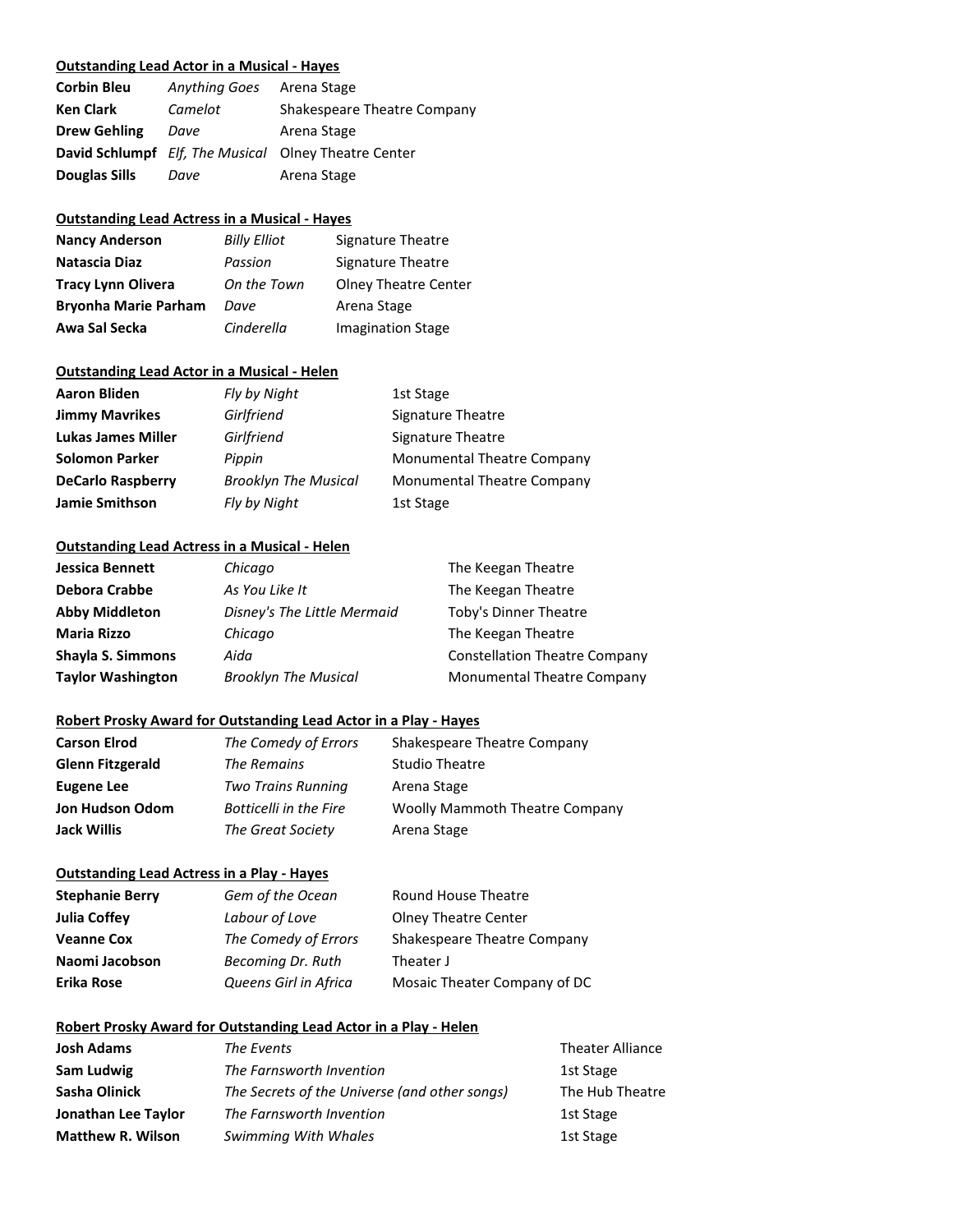**Outstanding Lead Actor in a Musical - Hayes**

| | | |
|---|---|---|
| **Corbin Bleu** | *Anything Goes* | Arena Stage |
| **Ken Clark** | *Camelot* | Shakespeare Theatre Company |
| **Drew Gehling** | *Dave* | Arena Stage |
| **David Schlumpf** | *Elf, The Musical* | Olney Theatre Center |
| **Douglas Sills** | *Dave* | Arena Stage |

**Outstanding Lead Actress in a Musical - Hayes**

| | | |
|---|---|---|
| **Nancy Anderson** | *Billy Elliot* | Signature Theatre |
| **Natascia Diaz** | *Passion* | Signature Theatre |
| **Tracy Lynn Olivera** | *On the Town* | Olney Theatre Center |
| **Bryonha Marie Parham** | *Dave* | Arena Stage |
| **Awa Sal Secka** | *Cinderella* | Imagination Stage |

**Outstanding Lead Actor in a Musical - Helen**

| | | |
|---|---|---|
| **Aaron Bliden** | *Fly by Night* | 1st Stage |
| **Jimmy Mavrikes** | *Girlfriend* | Signature Theatre |
| **Lukas James Miller** | *Girlfriend* | Signature Theatre |
| **Solomon Parker** | *Pippin* | Monumental Theatre Company |
| **DeCarlo Raspberry** | *Brooklyn The Musical* | Monumental Theatre Company |
| **Jamie Smithson** | *Fly by Night* | 1st Stage |

**Outstanding Lead Actress in a Musical - Helen**

| | | |
|---|---|---|
| **Jessica Bennett** | *Chicago* | The Keegan Theatre |
| **Debora Crabbe** | *As You Like It* | The Keegan Theatre |
| **Abby Middleton** | *Disney's The Little Mermaid* | Toby's Dinner Theatre |
| **Maria Rizzo** | *Chicago* | The Keegan Theatre |
| **Shayla S. Simmons** | *Aida* | Constellation Theatre Company |
| **Taylor Washington** | *Brooklyn The Musical* | Monumental Theatre Company |

**Robert Prosky Award for Outstanding Lead Actor in a Play - Hayes**

| | | |
|---|---|---|
| **Carson Elrod** | *The Comedy of Errors* | Shakespeare Theatre Company |
| **Glenn Fitzgerald** | *The Remains* | Studio Theatre |
| **Eugene Lee** | *Two Trains Running* | Arena Stage |
| **Jon Hudson Odom** | *Botticelli in the Fire* | Woolly Mammoth Theatre Company |
| **Jack Willis** | *The Great Society* | Arena Stage |

**Outstanding Lead Actress in a Play - Hayes**

| | | |
|---|---|---|
| **Stephanie Berry** | *Gem of the Ocean* | Round House Theatre |
| **Julia Coffey** | *Labour of Love* | Olney Theatre Center |
| **Veanne Cox** | *The Comedy of Errors* | Shakespeare Theatre Company |
| **Naomi Jacobson** | *Becoming Dr. Ruth* | Theater J |
| **Erika Rose** | *Queens Girl in Africa* | Mosaic Theater Company of DC |

**Robert Prosky Award for Outstanding Lead Actor in a Play - Helen**

| | | |
|---|---|---|
| **Josh Adams** | *The Events* | Theater Alliance |
| **Sam Ludwig** | *The Farnsworth Invention* | 1st Stage |
| **Sasha Olinick** | *The Secrets of the Universe (and other songs)* | The Hub Theatre |
| **Jonathan Lee Taylor** | *The Farnsworth Invention* | 1st Stage |
| **Matthew R. Wilson** | *Swimming With Whales* | 1st Stage |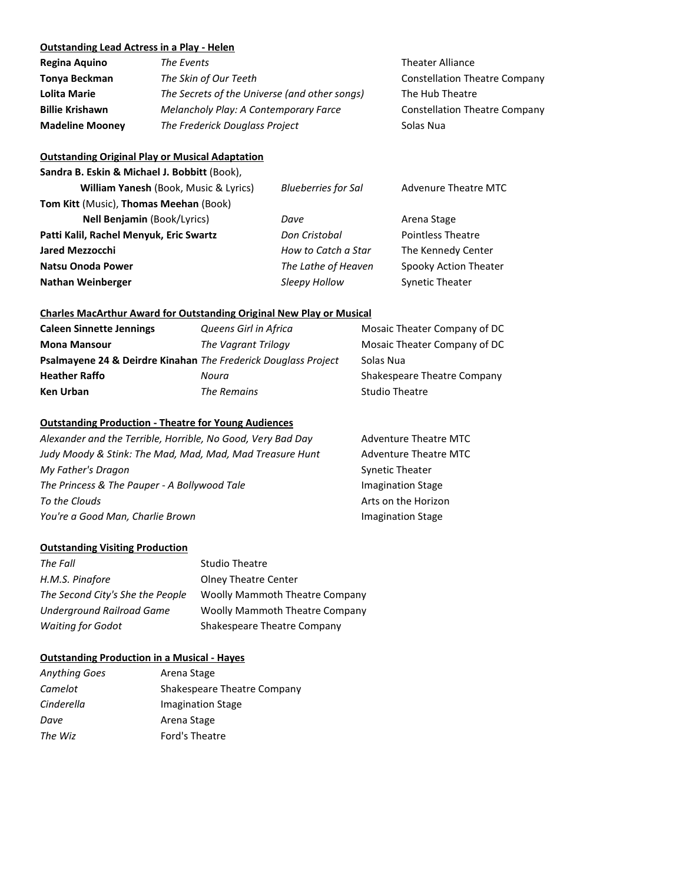**Outstanding Lead Actress in a Play - Helen**

| | | |
|---|---|---|
| **Regina Aquino** | *The Events* | Theater Alliance |
| **Tonya Beckman** | *The Skin of Our Teeth* | Constellation Theatre Company |
| **Lolita Marie** | *The Secrets of the Universe (and other songs)* | The Hub Theatre |
| **Billie Krishawn** | *Melancholy Play: A Contemporary Farce* | Constellation Theatre Company |
| **Madeline Mooney** | *The Frederick Douglass Project* | Solas Nua |

**Outstanding Original Play or Musical Adaptation**

| | | |
|---|---|---|
| **Sandra B. Eskin & Michael J. Bobbitt** (Book), **William Yanesh** (Book, Music & Lyrics) | *Blueberries for Sal* | Advenure Theatre MTC |
| **Tom Kitt** (Music), **Thomas Meehan** (Book) **Nell Benjamin** (Book/Lyrics) | *Dave* | Arena Stage |
| **Patti Kalil, Rachel Menyuk, Eric Swartz** | *Don Cristobal* | Pointless Theatre |
| **Jared Mezzocchi** | *How to Catch a Star* | The Kennedy Center |
| **Natsu Onoda Power** | *The Lathe of Heaven* | Spooky Action Theater |
| **Nathan Weinberger** | *Sleepy Hollow* | Synetic Theater |

**Charles MacArthur Award for Outstanding Original New Play or Musical**

| | | |
|---|---|---|
| **Caleen Sinnette Jennings** | *Queens Girl in Africa* | Mosaic Theater Company of DC |
| **Mona Mansour** | *The Vagrant Trilogy* | Mosaic Theater Company of DC |
| **Psalmayene 24 & Deirdre Kinahan** | *The Frederick Douglass Project* | Solas Nua |
| **Heather Raffo** | *Noura* | Shakespeare Theatre Company |
| **Ken Urban** | *The Remains* | Studio Theatre |

**Outstanding Production - Theatre for Young Audiences**

| | |
|---|---|
| *Alexander and the Terrible, Horrible, No Good, Very Bad Day* | Adventure Theatre MTC |
| *Judy Moody & Stink: The Mad, Mad, Mad, Mad Treasure Hunt* | Adventure Theatre MTC |
| *My Father's Dragon* | Synetic Theater |
| *The Princess & The Pauper - A Bollywood Tale* | Imagination Stage |
| *To the Clouds* | Arts on the Horizon |
| *You're a Good Man, Charlie Brown* | Imagination Stage |

**Outstanding Visiting Production**

| | |
|---|---|
| *The Fall* | Studio Theatre |
| *H.M.S. Pinafore* | Olney Theatre Center |
| *The Second City's She the People* | Woolly Mammoth Theatre Company |
| *Underground Railroad Game* | Woolly Mammoth Theatre Company |
| *Waiting for Godot* | Shakespeare Theatre Company |

**Outstanding Production in a Musical - Hayes**

| | |
|---|---|
| *Anything Goes* | Arena Stage |
| *Camelot* | Shakespeare Theatre Company |
| *Cinderella* | Imagination Stage |
| *Dave* | Arena Stage |
| *The Wiz* | Ford's Theatre |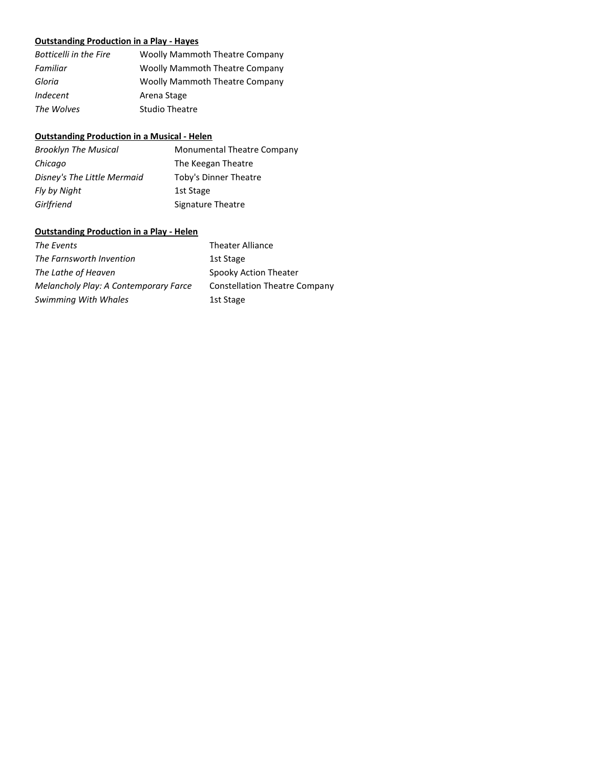**<u>Outstanding Production in a Play - Hayes</u>**

| | |
|---|---|
| *Botticelli in the Fire* | Woolly Mammoth Theatre Company |
| *Familiar* | Woolly Mammoth Theatre Company |
| *Gloria* | Woolly Mammoth Theatre Company |
| *Indecent* | Arena Stage |
| *The Wolves* | Studio Theatre |

**<u>Outstanding Production in a Musical - Helen</u>**

| | |
|---|---|
| *Brooklyn The Musical* | Monumental Theatre Company |
| *Chicago* | The Keegan Theatre |
| *Disney's The Little Mermaid* | Toby's Dinner Theatre |
| *Fly by Night* | 1st Stage |
| *Girlfriend* | Signature Theatre |

**<u>Outstanding Production in a Play - Helen</u>**

| | |
|---|---|
| *The Events* | Theater Alliance |
| *The Farnsworth Invention* | 1st Stage |
| *The Lathe of Heaven* | Spooky Action Theater |
| *Melancholy Play: A Contemporary Farce* | Constellation Theatre Company |
| *Swimming With Whales* | 1st Stage |